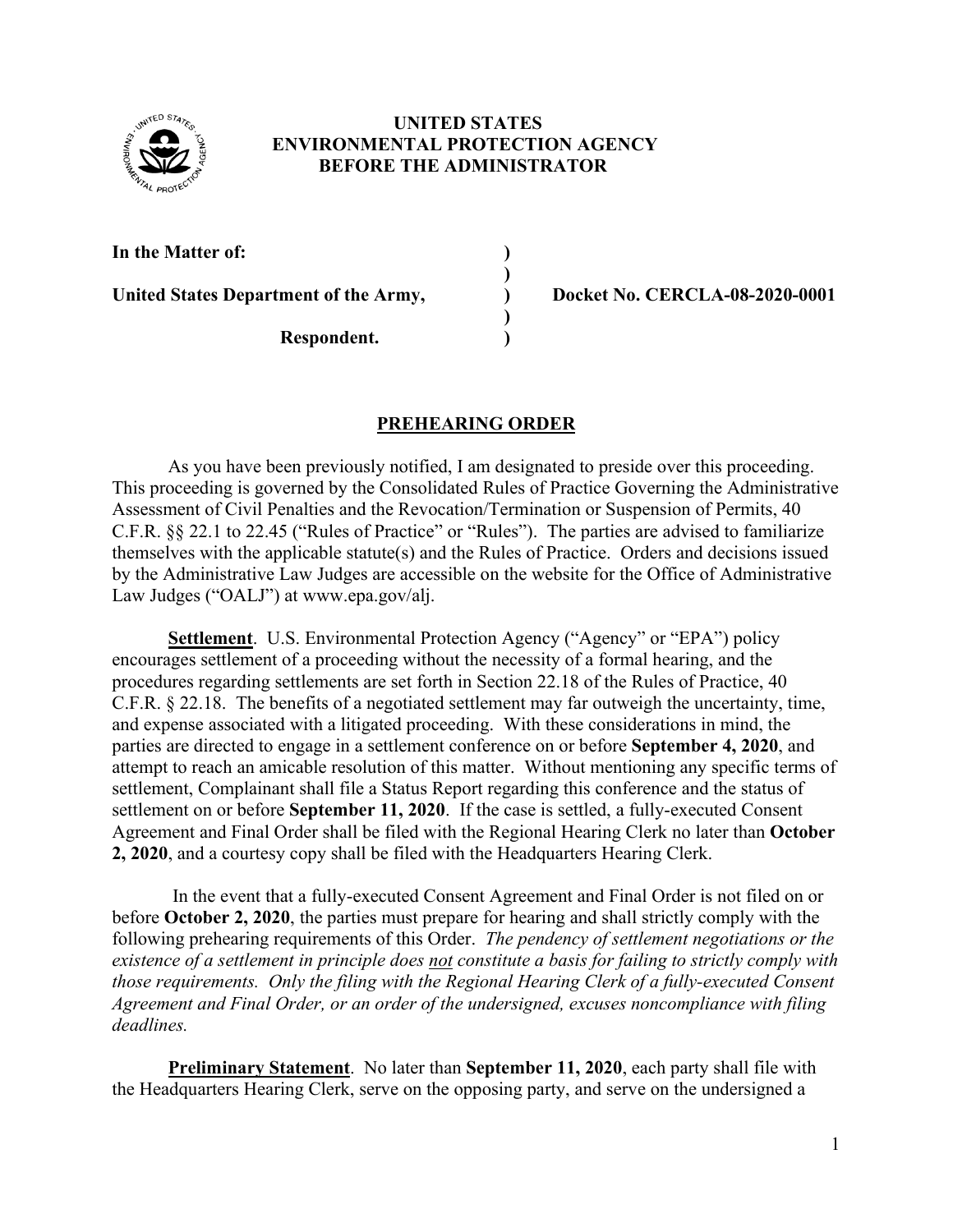**UNITED STATES**
**ENVIRONMENTAL PROTECTION AGENCY**
**BEFORE THE ADMINISTRATOR**

| | | |
|---|---|---|
| **In the Matter of:** | **)** | |
| | **)** | |
| **United States Department of the Army,** | **)** | **Docket No. CERCLA-08-2020-0001** |
| | **)** | |
| **Respondent.** | **)** | |

## PREHEARING ORDER

As you have been previously notified, I am designated to preside over this proceeding. This proceeding is governed by the Consolidated Rules of Practice Governing the Administrative Assessment of Civil Penalties and the Revocation/Termination or Suspension of Permits, 40 C.F.R. §§ 22.1 to 22.45 ("Rules of Practice" or "Rules"). The parties are advised to familiarize themselves with the applicable statute(s) and the Rules of Practice. Orders and decisions issued by the Administrative Law Judges are accessible on the website for the Office of Administrative Law Judges ("OALJ") at www.epa.gov/alj.

**Settlement**. U.S. Environmental Protection Agency ("Agency" or "EPA") policy encourages settlement of a proceeding without the necessity of a formal hearing, and the procedures regarding settlements are set forth in Section 22.18 of the Rules of Practice, 40 C.F.R. § 22.18. The benefits of a negotiated settlement may far outweigh the uncertainty, time, and expense associated with a litigated proceeding. With these considerations in mind, the parties are directed to engage in a settlement conference on or before **September 4, 2020**, and attempt to reach an amicable resolution of this matter. Without mentioning any specific terms of settlement, Complainant shall file a Status Report regarding this conference and the status of settlement on or before **September 11, 2020**. If the case is settled, a fully-executed Consent Agreement and Final Order shall be filed with the Regional Hearing Clerk no later than **October 2, 2020**, and a courtesy copy shall be filed with the Headquarters Hearing Clerk.

In the event that a fully-executed Consent Agreement and Final Order is not filed on or before **October 2, 2020**, the parties must prepare for hearing and shall strictly comply with the following prehearing requirements of this Order. *The pendency of settlement negotiations or the existence of a settlement in principle does not constitute a basis for failing to strictly comply with those requirements. Only the filing with the Regional Hearing Clerk of a fully-executed Consent Agreement and Final Order, or an order of the undersigned, excuses noncompliance with filing deadlines.*

**Preliminary Statement**. No later than **September 11, 2020**, each party shall file with the Headquarters Hearing Clerk, serve on the opposing party, and serve on the undersigned a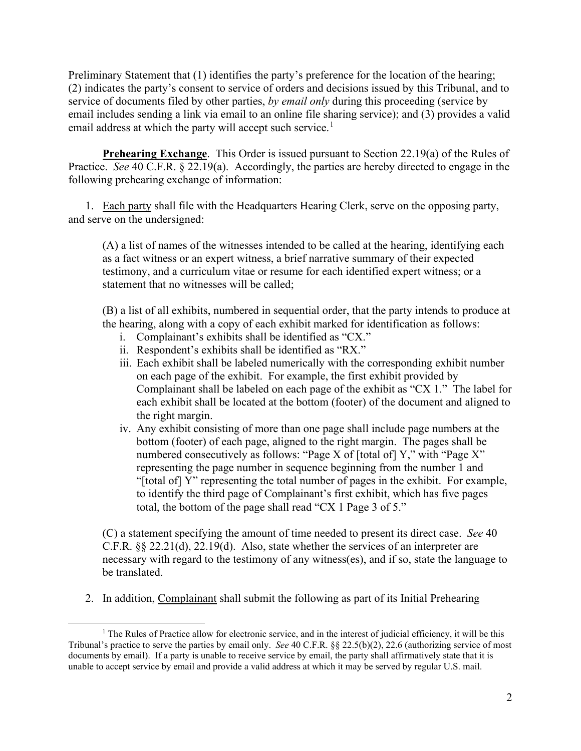Preliminary Statement that (1) identifies the party's preference for the location of the hearing; (2) indicates the party's consent to service of orders and decisions issued by this Tribunal, and to service of documents filed by other parties, *by email only* during this proceeding (service by email includes sending a link via email to an online file sharing service); and (3) provides a valid email address at which the party will accept such service.[1]

**Prehearing Exchange**. This Order is issued pursuant to Section 22.19(a) of the Rules of Practice. *See* 40 C.F.R. § 22.19(a). Accordingly, the parties are hereby directed to engage in the following prehearing exchange of information:

1. Each party shall file with the Headquarters Hearing Clerk, serve on the opposing party, and serve on the undersigned:

   (A) a list of names of the witnesses intended to be called at the hearing, identifying each as a fact witness or an expert witness, a brief narrative summary of their expected testimony, and a curriculum vitae or resume for each identified expert witness; or a statement that no witnesses will be called;

   (B) a list of all exhibits, numbered in sequential order, that the party intends to produce at the hearing, along with a copy of each exhibit marked for identification as follows:

   i. Complainant's exhibits shall be identified as "CX."
   ii. Respondent's exhibits shall be identified as "RX."
   iii. Each exhibit shall be labeled numerically with the corresponding exhibit number on each page of the exhibit. For example, the first exhibit provided by Complainant shall be labeled on each page of the exhibit as "CX 1." The label for each exhibit shall be located at the bottom (footer) of the document and aligned to the right margin.
   iv. Any exhibit consisting of more than one page shall include page numbers at the bottom (footer) of each page, aligned to the right margin. The pages shall be numbered consecutively as follows: "Page X of [total of] Y," with "Page X" representing the page number in sequence beginning from the number 1 and "[total of] Y" representing the total number of pages in the exhibit. For example, to identify the third page of Complainant's first exhibit, which has five pages total, the bottom of the page shall read "CX 1 Page 3 of 5."

   (C) a statement specifying the amount of time needed to present its direct case. *See* 40 C.F.R. §§ 22.21(d), 22.19(d). Also, state whether the services of an interpreter are necessary with regard to the testimony of any witness(es), and if so, state the language to be translated.

2. In addition, Complainant shall submit the following as part of its Initial Prehearing

[1] The Rules of Practice allow for electronic service, and in the interest of judicial efficiency, it will be this Tribunal's practice to serve the parties by email only. *See* 40 C.F.R. §§ 22.5(b)(2), 22.6 (authorizing service of most documents by email). If a party is unable to receive service by email, the party shall affirmatively state that it is unable to accept service by email and provide a valid address at which it may be served by regular U.S. mail.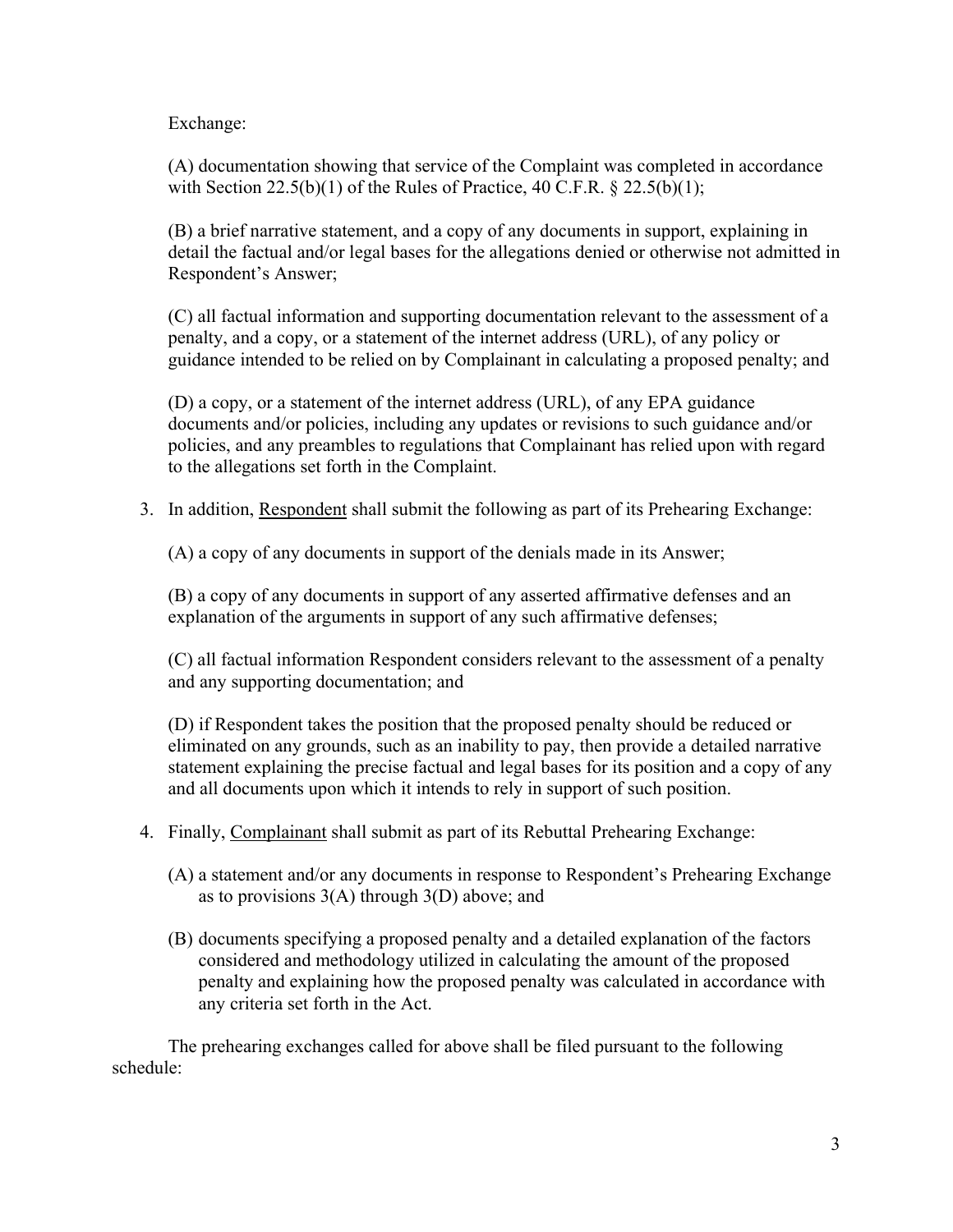Exchange:

(A) documentation showing that service of the Complaint was completed in accordance with Section 22.5(b)(1) of the Rules of Practice, 40 C.F.R. § 22.5(b)(1);

(B) a brief narrative statement, and a copy of any documents in support, explaining in detail the factual and/or legal bases for the allegations denied or otherwise not admitted in Respondent's Answer;

(C) all factual information and supporting documentation relevant to the assessment of a penalty, and a copy, or a statement of the internet address (URL), of any policy or guidance intended to be relied on by Complainant in calculating a proposed penalty; and

(D) a copy, or a statement of the internet address (URL), of any EPA guidance documents and/or policies, including any updates or revisions to such guidance and/or policies, and any preambles to regulations that Complainant has relied upon with regard to the allegations set forth in the Complaint.

3. In addition, <u>Respondent</u> shall submit the following as part of its Prehearing Exchange:

   (A) a copy of any documents in support of the denials made in its Answer;

   (B) a copy of any documents in support of any asserted affirmative defenses and an explanation of the arguments in support of any such affirmative defenses;

   (C) all factual information Respondent considers relevant to the assessment of a penalty and any supporting documentation; and

   (D) if Respondent takes the position that the proposed penalty should be reduced or eliminated on any grounds, such as an inability to pay, then provide a detailed narrative statement explaining the precise factual and legal bases for its position and a copy of any and all documents upon which it intends to rely in support of such position.

4. Finally, <u>Complainant</u> shall submit as part of its Rebuttal Prehearing Exchange:

   (A) a statement and/or any documents in response to Respondent's Prehearing Exchange as to provisions 3(A) through 3(D) above; and

   (B) documents specifying a proposed penalty and a detailed explanation of the factors considered and methodology utilized in calculating the amount of the proposed penalty and explaining how the proposed penalty was calculated in accordance with any criteria set forth in the Act.

The prehearing exchanges called for above shall be filed pursuant to the following schedule: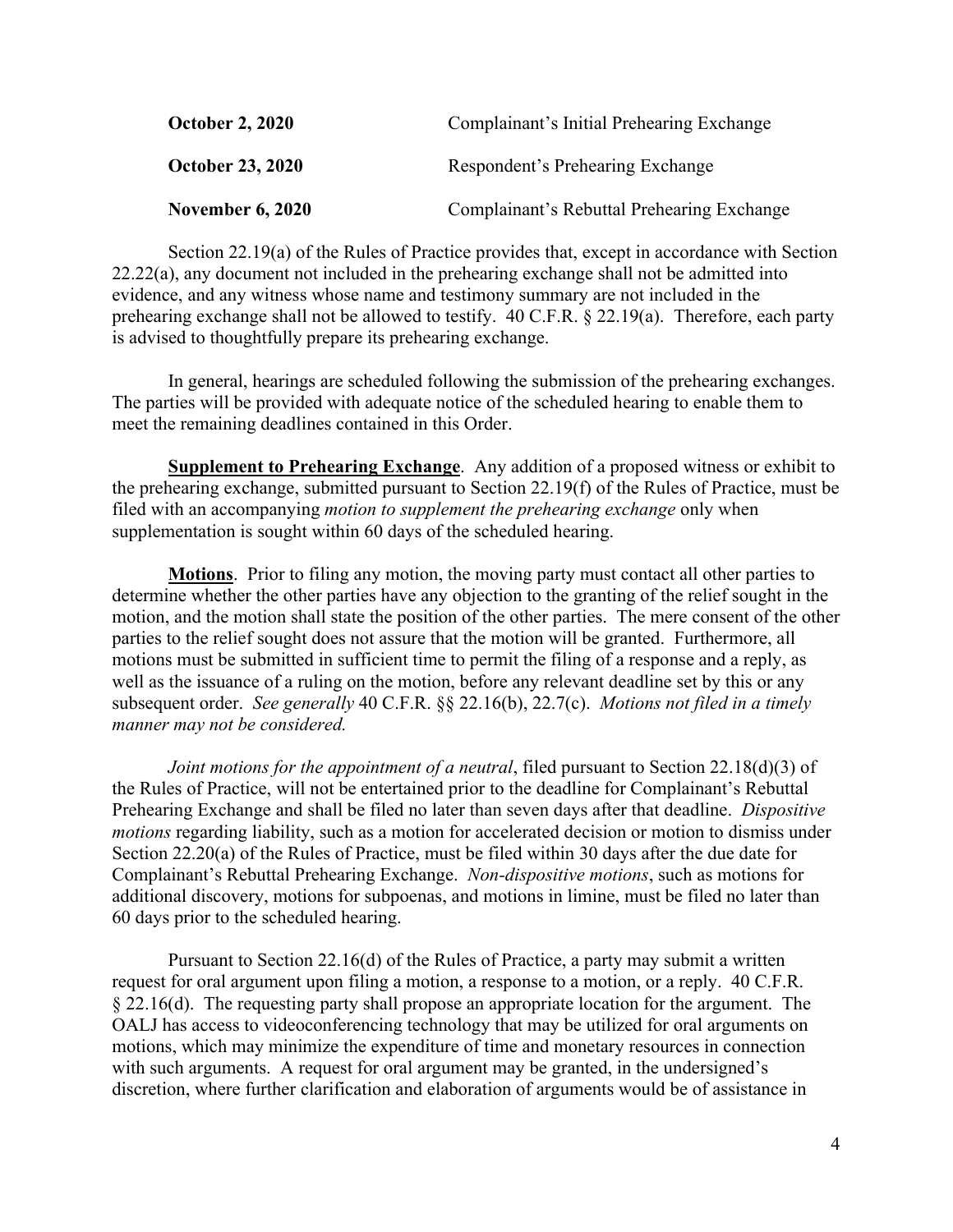| | |
|---|---|
| **October 2, 2020** | Complainant's Initial Prehearing Exchange |
| **October 23, 2020** | Respondent's Prehearing Exchange |
| **November 6, 2020** | Complainant's Rebuttal Prehearing Exchange |

Section 22.19(a) of the Rules of Practice provides that, except in accordance with Section 22.22(a), any document not included in the prehearing exchange shall not be admitted into evidence, and any witness whose name and testimony summary are not included in the prehearing exchange shall not be allowed to testify. 40 C.F.R. § 22.19(a). Therefore, each party is advised to thoughtfully prepare its prehearing exchange.

In general, hearings are scheduled following the submission of the prehearing exchanges. The parties will be provided with adequate notice of the scheduled hearing to enable them to meet the remaining deadlines contained in this Order.

**Supplement to Prehearing Exchange**. Any addition of a proposed witness or exhibit to the prehearing exchange, submitted pursuant to Section 22.19(f) of the Rules of Practice, must be filed with an accompanying *motion to supplement the prehearing exchange* only when supplementation is sought within 60 days of the scheduled hearing.

**Motions**. Prior to filing any motion, the moving party must contact all other parties to determine whether the other parties have any objection to the granting of the relief sought in the motion, and the motion shall state the position of the other parties. The mere consent of the other parties to the relief sought does not assure that the motion will be granted. Furthermore, all motions must be submitted in sufficient time to permit the filing of a response and a reply, as well as the issuance of a ruling on the motion, before any relevant deadline set by this or any subsequent order. *See generally* 40 C.F.R. §§ 22.16(b), 22.7(c). *Motions not filed in a timely manner may not be considered.*

*Joint motions for the appointment of a neutral*, filed pursuant to Section 22.18(d)(3) of the Rules of Practice, will not be entertained prior to the deadline for Complainant's Rebuttal Prehearing Exchange and shall be filed no later than seven days after that deadline. *Dispositive motions* regarding liability, such as a motion for accelerated decision or motion to dismiss under Section 22.20(a) of the Rules of Practice, must be filed within 30 days after the due date for Complainant's Rebuttal Prehearing Exchange. *Non-dispositive motions*, such as motions for additional discovery, motions for subpoenas, and motions in limine, must be filed no later than 60 days prior to the scheduled hearing.

Pursuant to Section 22.16(d) of the Rules of Practice, a party may submit a written request for oral argument upon filing a motion, a response to a motion, or a reply. 40 C.F.R. § 22.16(d). The requesting party shall propose an appropriate location for the argument. The OALJ has access to videoconferencing technology that may be utilized for oral arguments on motions, which may minimize the expenditure of time and monetary resources in connection with such arguments. A request for oral argument may be granted, in the undersigned's discretion, where further clarification and elaboration of arguments would be of assistance in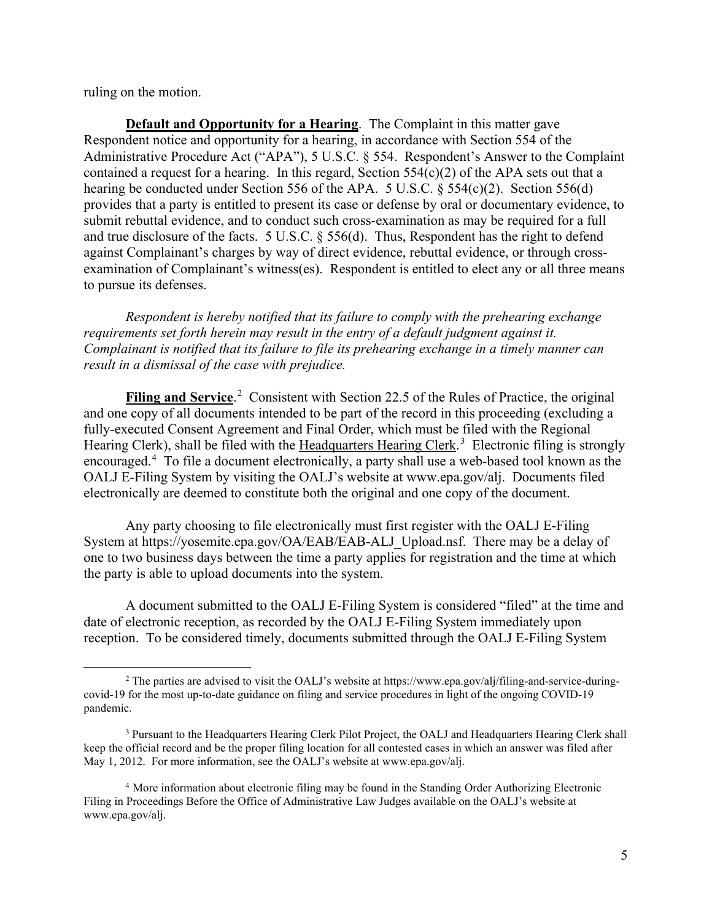ruling on the motion.

**Default and Opportunity for a Hearing**. The Complaint in this matter gave Respondent notice and opportunity for a hearing, in accordance with Section 554 of the Administrative Procedure Act ("APA"), 5 U.S.C. § 554. Respondent's Answer to the Complaint contained a request for a hearing. In this regard, Section 554(c)(2) of the APA sets out that a hearing be conducted under Section 556 of the APA. 5 U.S.C. § 554(c)(2). Section 556(d) provides that a party is entitled to present its case or defense by oral or documentary evidence, to submit rebuttal evidence, and to conduct such cross-examination as may be required for a full and true disclosure of the facts. 5 U.S.C. § 556(d). Thus, Respondent has the right to defend against Complainant's charges by way of direct evidence, rebuttal evidence, or through cross-examination of Complainant's witness(es). Respondent is entitled to elect any or all three means to pursue its defenses.

*Respondent is hereby notified that its failure to comply with the prehearing exchange requirements set forth herein may result in the entry of a default judgment against it. Complainant is notified that its failure to file its prehearing exchange in a timely manner can result in a dismissal of the case with prejudice.*

**Filing and Service**.[2] Consistent with Section 22.5 of the Rules of Practice, the original and one copy of all documents intended to be part of the record in this proceeding (excluding a fully-executed Consent Agreement and Final Order, which must be filed with the Regional Hearing Clerk), shall be filed with the Headquarters Hearing Clerk.[3] Electronic filing is strongly encouraged.[4] To file a document electronically, a party shall use a web-based tool known as the OALJ E-Filing System by visiting the OALJ's website at www.epa.gov/alj. Documents filed electronically are deemed to constitute both the original and one copy of the document.

Any party choosing to file electronically must first register with the OALJ E-Filing System at https://yosemite.epa.gov/OA/EAB/EAB-ALJ_Upload.nsf. There may be a delay of one to two business days between the time a party applies for registration and the time at which the party is able to upload documents into the system.

A document submitted to the OALJ E-Filing System is considered "filed" at the time and date of electronic reception, as recorded by the OALJ E-Filing System immediately upon reception. To be considered timely, documents submitted through the OALJ E-Filing System

---

[2] The parties are advised to visit the OALJ's website at https://www.epa.gov/alj/filing-and-service-during-covid-19 for the most up-to-date guidance on filing and service procedures in light of the ongoing COVID-19 pandemic.

[3] Pursuant to the Headquarters Hearing Clerk Pilot Project, the OALJ and Headquarters Hearing Clerk shall keep the official record and be the proper filing location for all contested cases in which an answer was filed after May 1, 2012. For more information, see the OALJ's website at www.epa.gov/alj.

[4] More information about electronic filing may be found in the Standing Order Authorizing Electronic Filing in Proceedings Before the Office of Administrative Law Judges available on the OALJ's website at www.epa.gov/alj.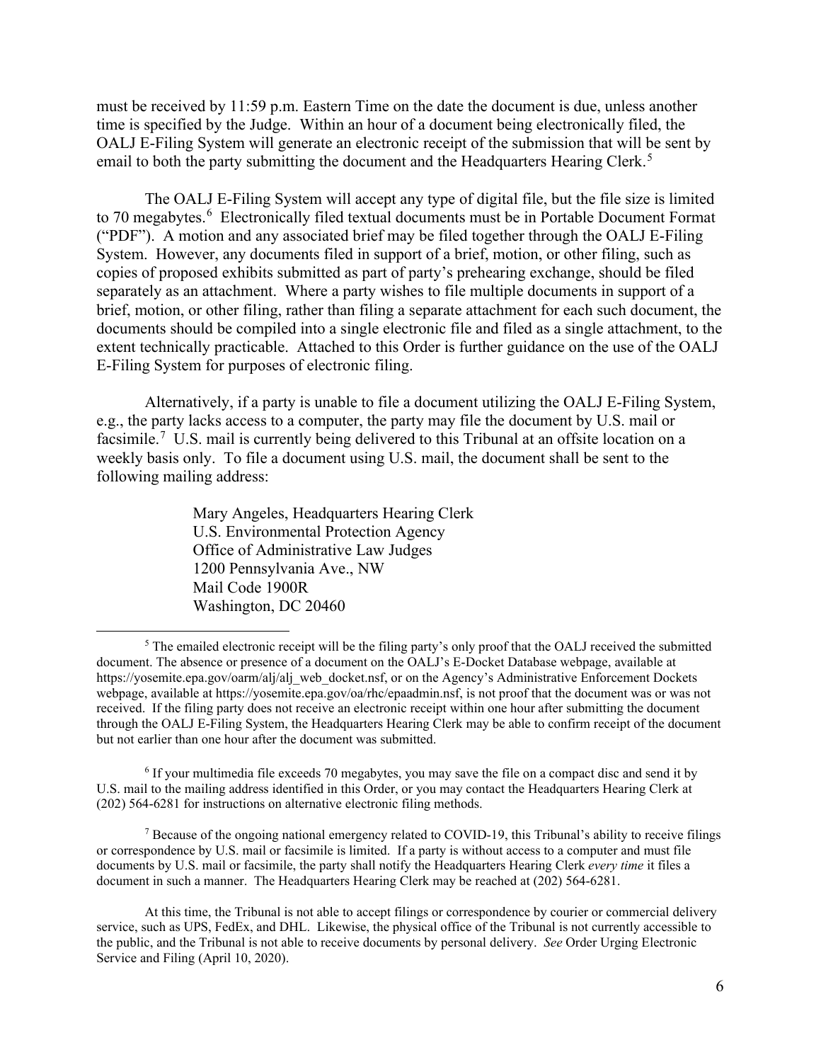must be received by 11:59 p.m. Eastern Time on the date the document is due, unless another time is specified by the Judge. Within an hour of a document being electronically filed, the OALJ E-Filing System will generate an electronic receipt of the submission that will be sent by email to both the party submitting the document and the Headquarters Hearing Clerk.[5]

The OALJ E-Filing System will accept any type of digital file, but the file size is limited to 70 megabytes.[6] Electronically filed textual documents must be in Portable Document Format ("PDF"). A motion and any associated brief may be filed together through the OALJ E-Filing System. However, any documents filed in support of a brief, motion, or other filing, such as copies of proposed exhibits submitted as part of party's prehearing exchange, should be filed separately as an attachment. Where a party wishes to file multiple documents in support of a brief, motion, or other filing, rather than filing a separate attachment for each such document, the documents should be compiled into a single electronic file and filed as a single attachment, to the extent technically practicable. Attached to this Order is further guidance on the use of the OALJ E-Filing System for purposes of electronic filing.

Alternatively, if a party is unable to file a document utilizing the OALJ E-Filing System, e.g., the party lacks access to a computer, the party may file the document by U.S. mail or facsimile.[7] U.S. mail is currently being delivered to this Tribunal at an offsite location on a weekly basis only. To file a document using U.S. mail, the document shall be sent to the following mailing address:

> Mary Angeles, Headquarters Hearing Clerk
> U.S. Environmental Protection Agency
> Office of Administrative Law Judges
> 1200 Pennsylvania Ave., NW
> Mail Code 1900R
> Washington, DC 20460

---

[5] The emailed electronic receipt will be the filing party's only proof that the OALJ received the submitted document. The absence or presence of a document on the OALJ's E-Docket Database webpage, available at https://yosemite.epa.gov/oarm/alj/alj_web_docket.nsf, or on the Agency's Administrative Enforcement Dockets webpage, available at https://yosemite.epa.gov/oa/rhc/epaadmin.nsf, is not proof that the document was or was not received. If the filing party does not receive an electronic receipt within one hour after submitting the document through the OALJ E-Filing System, the Headquarters Hearing Clerk may be able to confirm receipt of the document but not earlier than one hour after the document was submitted.

[6] If your multimedia file exceeds 70 megabytes, you may save the file on a compact disc and send it by U.S. mail to the mailing address identified in this Order, or you may contact the Headquarters Hearing Clerk at (202) 564-6281 for instructions on alternative electronic filing methods.

[7] Because of the ongoing national emergency related to COVID-19, this Tribunal's ability to receive filings or correspondence by U.S. mail or facsimile is limited. If a party is without access to a computer and must file documents by U.S. mail or facsimile, the party shall notify the Headquarters Hearing Clerk *every time* it files a document in such a manner. The Headquarters Hearing Clerk may be reached at (202) 564-6281.

At this time, the Tribunal is not able to accept filings or correspondence by courier or commercial delivery service, such as UPS, FedEx, and DHL. Likewise, the physical office of the Tribunal is not currently accessible to the public, and the Tribunal is not able to receive documents by personal delivery. *See* Order Urging Electronic Service and Filing (April 10, 2020).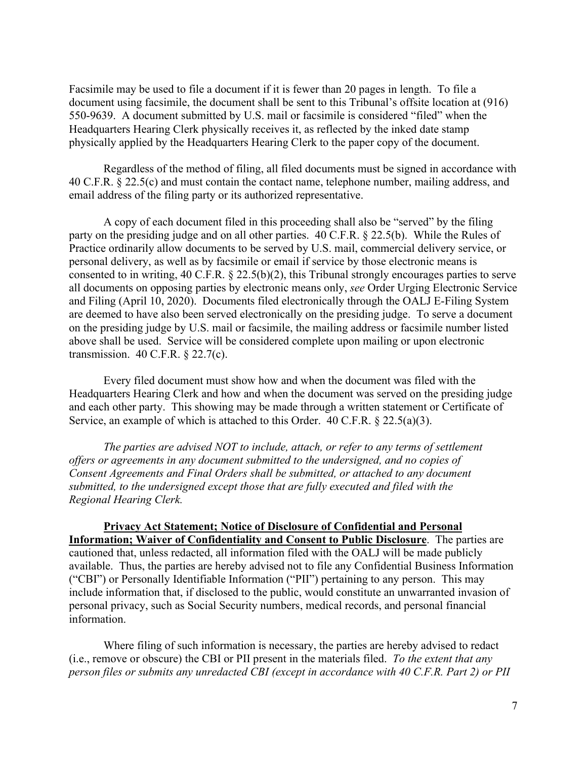Facsimile may be used to file a document if it is fewer than 20 pages in length. To file a document using facsimile, the document shall be sent to this Tribunal's offsite location at (916) 550-9639. A document submitted by U.S. mail or facsimile is considered "filed" when the Headquarters Hearing Clerk physically receives it, as reflected by the inked date stamp physically applied by the Headquarters Hearing Clerk to the paper copy of the document.

Regardless of the method of filing, all filed documents must be signed in accordance with 40 C.F.R. § 22.5(c) and must contain the contact name, telephone number, mailing address, and email address of the filing party or its authorized representative.

A copy of each document filed in this proceeding shall also be "served" by the filing party on the presiding judge and on all other parties. 40 C.F.R. § 22.5(b). While the Rules of Practice ordinarily allow documents to be served by U.S. mail, commercial delivery service, or personal delivery, as well as by facsimile or email if service by those electronic means is consented to in writing, 40 C.F.R. § 22.5(b)(2), this Tribunal strongly encourages parties to serve all documents on opposing parties by electronic means only, *see* Order Urging Electronic Service and Filing (April 10, 2020). Documents filed electronically through the OALJ E-Filing System are deemed to have also been served electronically on the presiding judge. To serve a document on the presiding judge by U.S. mail or facsimile, the mailing address or facsimile number listed above shall be used. Service will be considered complete upon mailing or upon electronic transmission. 40 C.F.R. § 22.7(c).

Every filed document must show how and when the document was filed with the Headquarters Hearing Clerk and how and when the document was served on the presiding judge and each other party. This showing may be made through a written statement or Certificate of Service, an example of which is attached to this Order. 40 C.F.R. § 22.5(a)(3).

*The parties are advised NOT to include, attach, or refer to any terms of settlement offers or agreements in any document submitted to the undersigned, and no copies of Consent Agreements and Final Orders shall be submitted, or attached to any document submitted, to the undersigned except those that are fully executed and filed with the Regional Hearing Clerk.*

**Privacy Act Statement; Notice of Disclosure of Confidential and Personal Information; Waiver of Confidentiality and Consent to Public Disclosure**. The parties are cautioned that, unless redacted, all information filed with the OALJ will be made publicly available. Thus, the parties are hereby advised not to file any Confidential Business Information ("CBI") or Personally Identifiable Information ("PII") pertaining to any person. This may include information that, if disclosed to the public, would constitute an unwarranted invasion of personal privacy, such as Social Security numbers, medical records, and personal financial information.

Where filing of such information is necessary, the parties are hereby advised to redact (i.e., remove or obscure) the CBI or PII present in the materials filed. *To the extent that any person files or submits any unredacted CBI (except in accordance with 40 C.F.R. Part 2) or PII*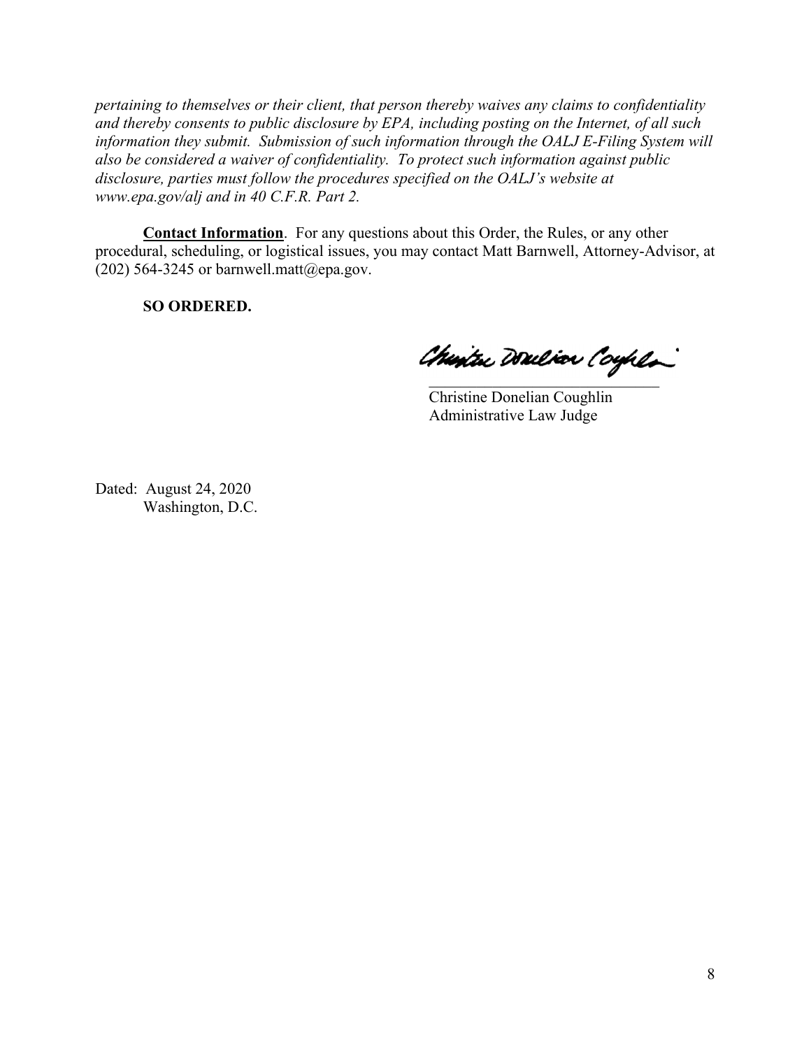*pertaining to themselves or their client, that person thereby waives any claims to confidentiality and thereby consents to public disclosure by EPA, including posting on the Internet, of all such information they submit. Submission of such information through the OALJ E-Filing System will also be considered a waiver of confidentiality. To protect such information against public disclosure, parties must follow the procedures specified on the OALJ's website at www.epa.gov/alj and in 40 C.F.R. Part 2.*

**Contact Information**. For any questions about this Order, the Rules, or any other procedural, scheduling, or logistical issues, you may contact Matt Barnwell, Attorney-Advisor, at (202) 564-3245 or barnwell.matt@epa.gov.

**SO ORDERED.**

Christine Donelian Coughlin
Administrative Law Judge

Dated: August 24, 2020
Washington, D.C.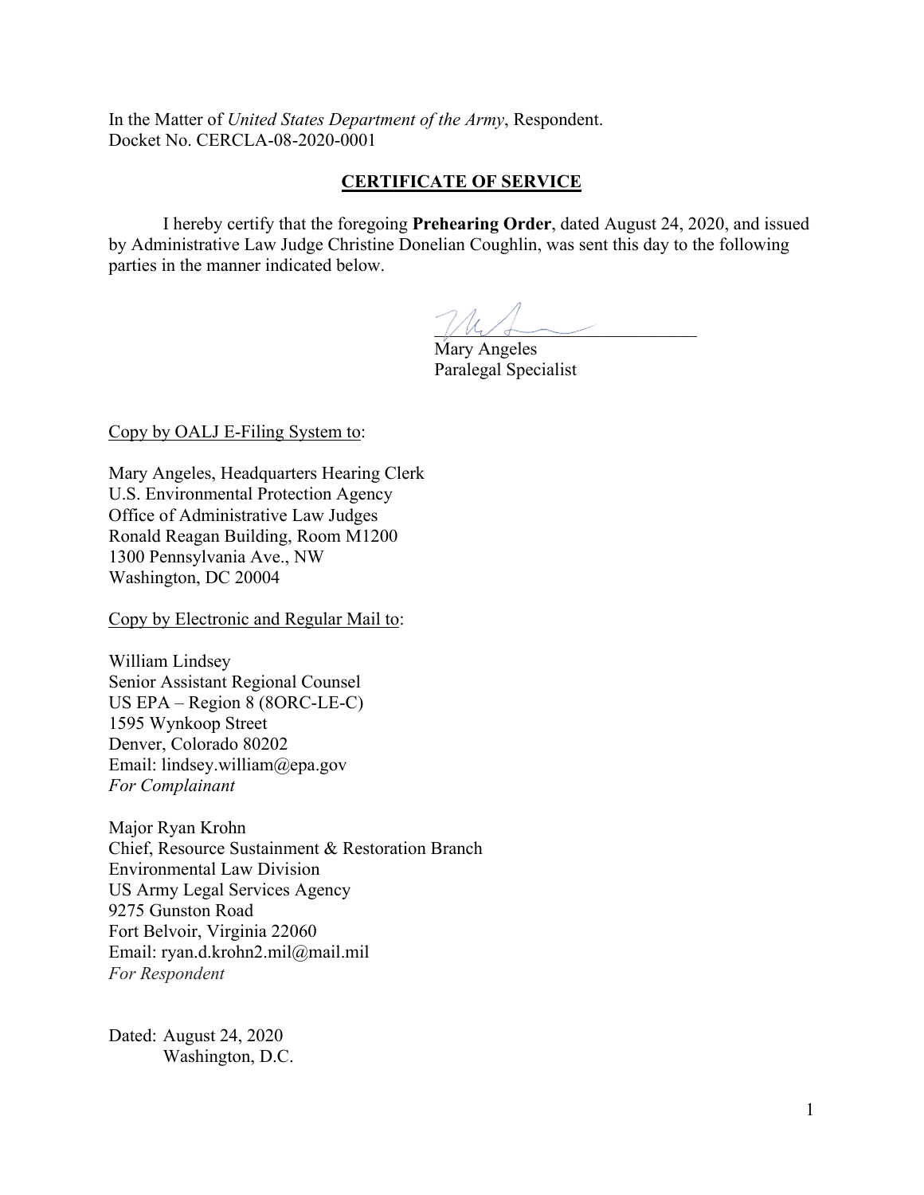In the Matter of *United States Department of the Army*, Respondent.
Docket No. CERCLA-08-2020-0001

## CERTIFICATE OF SERVICE

I hereby certify that the foregoing **Prehearing Order**, dated August 24, 2020, and issued by Administrative Law Judge Christine Donelian Coughlin, was sent this day to the following parties in the manner indicated below.

Mary Angeles
Paralegal Specialist

Copy by OALJ E-Filing System to:

Mary Angeles, Headquarters Hearing Clerk
U.S. Environmental Protection Agency
Office of Administrative Law Judges
Ronald Reagan Building, Room M1200
1300 Pennsylvania Ave., NW
Washington, DC 20004

Copy by Electronic and Regular Mail to:

William Lindsey
Senior Assistant Regional Counsel
US EPA – Region 8 (8ORC-LE-C)
1595 Wynkoop Street
Denver, Colorado 80202
Email: lindsey.william@epa.gov
*For Complainant*

Major Ryan Krohn
Chief, Resource Sustainment & Restoration Branch
Environmental Law Division
US Army Legal Services Agency
9275 Gunston Road
Fort Belvoir, Virginia 22060
Email: ryan.d.krohn2.mil@mail.mil
*For Respondent*

Dated: August 24, 2020
Washington, D.C.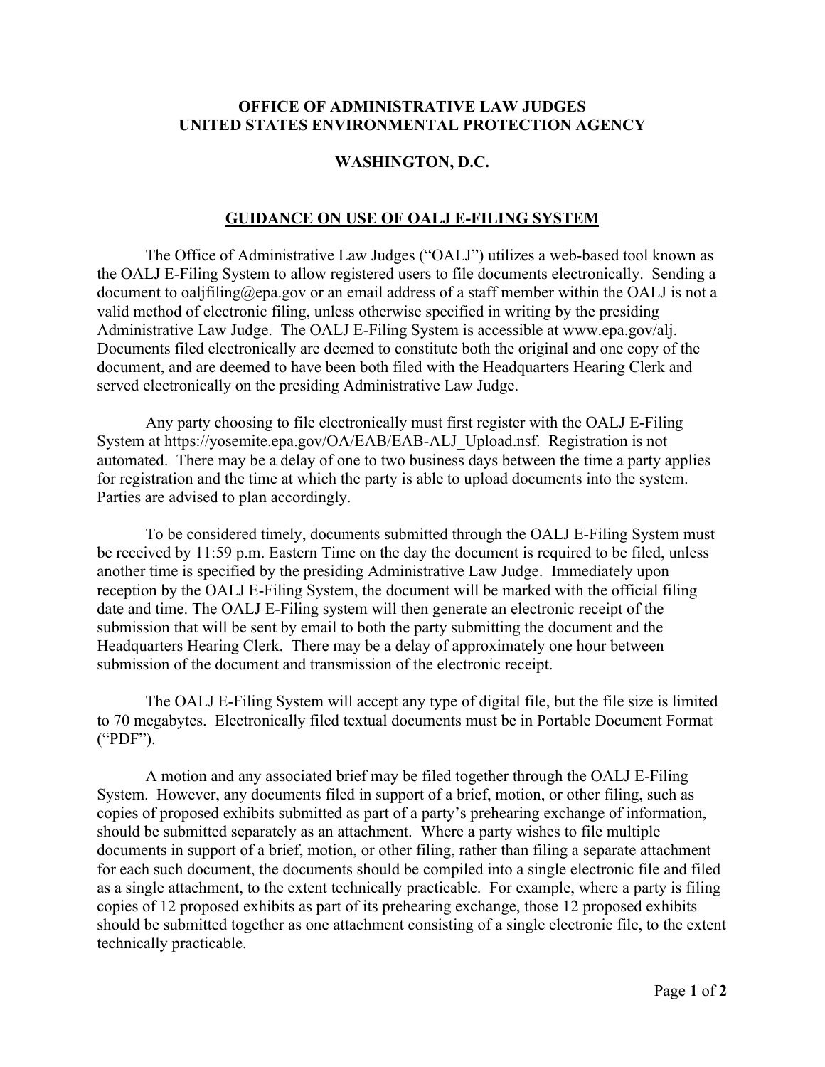**OFFICE OF ADMINISTRATIVE LAW JUDGES**
**UNITED STATES ENVIRONMENTAL PROTECTION AGENCY**

**WASHINGTON, D.C.**

## GUIDANCE ON USE OF OALJ E-FILING SYSTEM

The Office of Administrative Law Judges ("OALJ") utilizes a web-based tool known as the OALJ E-Filing System to allow registered users to file documents electronically. Sending a document to oaljfiling@epa.gov or an email address of a staff member within the OALJ is not a valid method of electronic filing, unless otherwise specified in writing by the presiding Administrative Law Judge. The OALJ E-Filing System is accessible at www.epa.gov/alj. Documents filed electronically are deemed to constitute both the original and one copy of the document, and are deemed to have been both filed with the Headquarters Hearing Clerk and served electronically on the presiding Administrative Law Judge.

Any party choosing to file electronically must first register with the OALJ E-Filing System at https://yosemite.epa.gov/OA/EAB/EAB-ALJ_Upload.nsf. Registration is not automated. There may be a delay of one to two business days between the time a party applies for registration and the time at which the party is able to upload documents into the system. Parties are advised to plan accordingly.

To be considered timely, documents submitted through the OALJ E-Filing System must be received by 11:59 p.m. Eastern Time on the day the document is required to be filed, unless another time is specified by the presiding Administrative Law Judge. Immediately upon reception by the OALJ E-Filing System, the document will be marked with the official filing date and time. The OALJ E-Filing system will then generate an electronic receipt of the submission that will be sent by email to both the party submitting the document and the Headquarters Hearing Clerk. There may be a delay of approximately one hour between submission of the document and transmission of the electronic receipt.

The OALJ E-Filing System will accept any type of digital file, but the file size is limited to 70 megabytes. Electronically filed textual documents must be in Portable Document Format ("PDF").

A motion and any associated brief may be filed together through the OALJ E-Filing System. However, any documents filed in support of a brief, motion, or other filing, such as copies of proposed exhibits submitted as part of a party's prehearing exchange of information, should be submitted separately as an attachment. Where a party wishes to file multiple documents in support of a brief, motion, or other filing, rather than filing a separate attachment for each such document, the documents should be compiled into a single electronic file and filed as a single attachment, to the extent technically practicable. For example, where a party is filing copies of 12 proposed exhibits as part of its prehearing exchange, those 12 proposed exhibits should be submitted together as one attachment consisting of a single electronic file, to the extent technically practicable.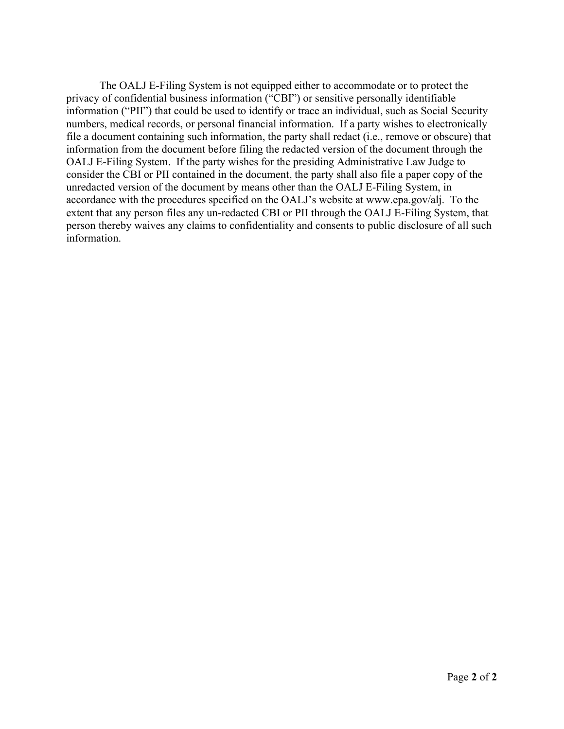The OALJ E-Filing System is not equipped either to accommodate or to protect the privacy of confidential business information ("CBI") or sensitive personally identifiable information ("PII") that could be used to identify or trace an individual, such as Social Security numbers, medical records, or personal financial information. If a party wishes to electronically file a document containing such information, the party shall redact (i.e., remove or obscure) that information from the document before filing the redacted version of the document through the OALJ E-Filing System. If the party wishes for the presiding Administrative Law Judge to consider the CBI or PII contained in the document, the party shall also file a paper copy of the unredacted version of the document by means other than the OALJ E-Filing System, in accordance with the procedures specified on the OALJ's website at www.epa.gov/alj. To the extent that any person files any un-redacted CBI or PII through the OALJ E-Filing System, that person thereby waives any claims to confidentiality and consents to public disclosure of all such information.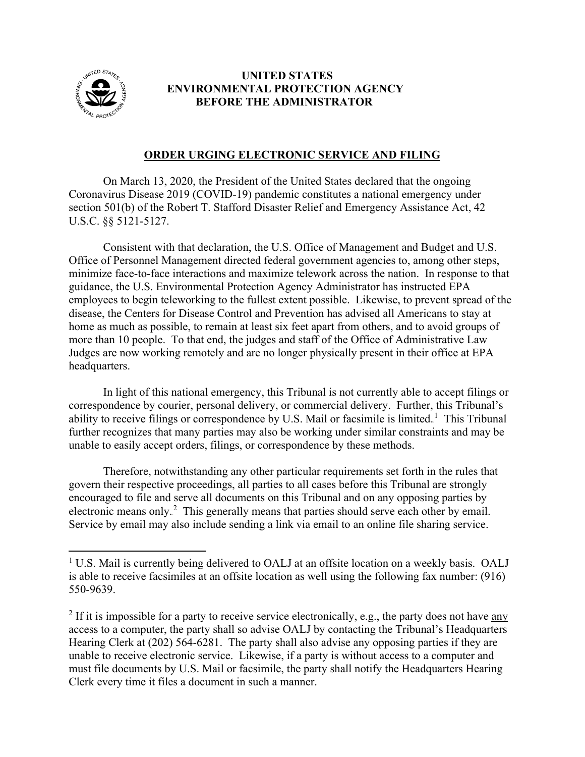**UNITED STATES**
**ENVIRONMENTAL PROTECTION AGENCY**
**BEFORE THE ADMINISTRATOR**

## ORDER URGING ELECTRONIC SERVICE AND FILING

On March 13, 2020, the President of the United States declared that the ongoing Coronavirus Disease 2019 (COVID-19) pandemic constitutes a national emergency under section 501(b) of the Robert T. Stafford Disaster Relief and Emergency Assistance Act, 42 U.S.C. §§ 5121-5127.

Consistent with that declaration, the U.S. Office of Management and Budget and U.S. Office of Personnel Management directed federal government agencies to, among other steps, minimize face-to-face interactions and maximize telework across the nation. In response to that guidance, the U.S. Environmental Protection Agency Administrator has instructed EPA employees to begin teleworking to the fullest extent possible. Likewise, to prevent spread of the disease, the Centers for Disease Control and Prevention has advised all Americans to stay at home as much as possible, to remain at least six feet apart from others, and to avoid groups of more than 10 people. To that end, the judges and staff of the Office of Administrative Law Judges are now working remotely and are no longer physically present in their office at EPA headquarters.

In light of this national emergency, this Tribunal is not currently able to accept filings or correspondence by courier, personal delivery, or commercial delivery. Further, this Tribunal's ability to receive filings or correspondence by U.S. Mail or facsimile is limited.[1] This Tribunal further recognizes that many parties may also be working under similar constraints and may be unable to easily accept orders, filings, or correspondence by these methods.

Therefore, notwithstanding any other particular requirements set forth in the rules that govern their respective proceedings, all parties to all cases before this Tribunal are strongly encouraged to file and serve all documents on this Tribunal and on any opposing parties by electronic means only.[2] This generally means that parties should serve each other by email. Service by email may also include sending a link via email to an online file sharing service.

---

[1] U.S. Mail is currently being delivered to OALJ at an offsite location on a weekly basis. OALJ is able to receive facsimiles at an offsite location as well using the following fax number: (916) 550-9639.

[2] If it is impossible for a party to receive service electronically, e.g., the party does not have <u>any</u> access to a computer, the party shall so advise OALJ by contacting the Tribunal's Headquarters Hearing Clerk at (202) 564-6281. The party shall also advise any opposing parties if they are unable to receive electronic service. Likewise, if a party is without access to a computer and must file documents by U.S. Mail or facsimile, the party shall notify the Headquarters Hearing Clerk every time it files a document in such a manner.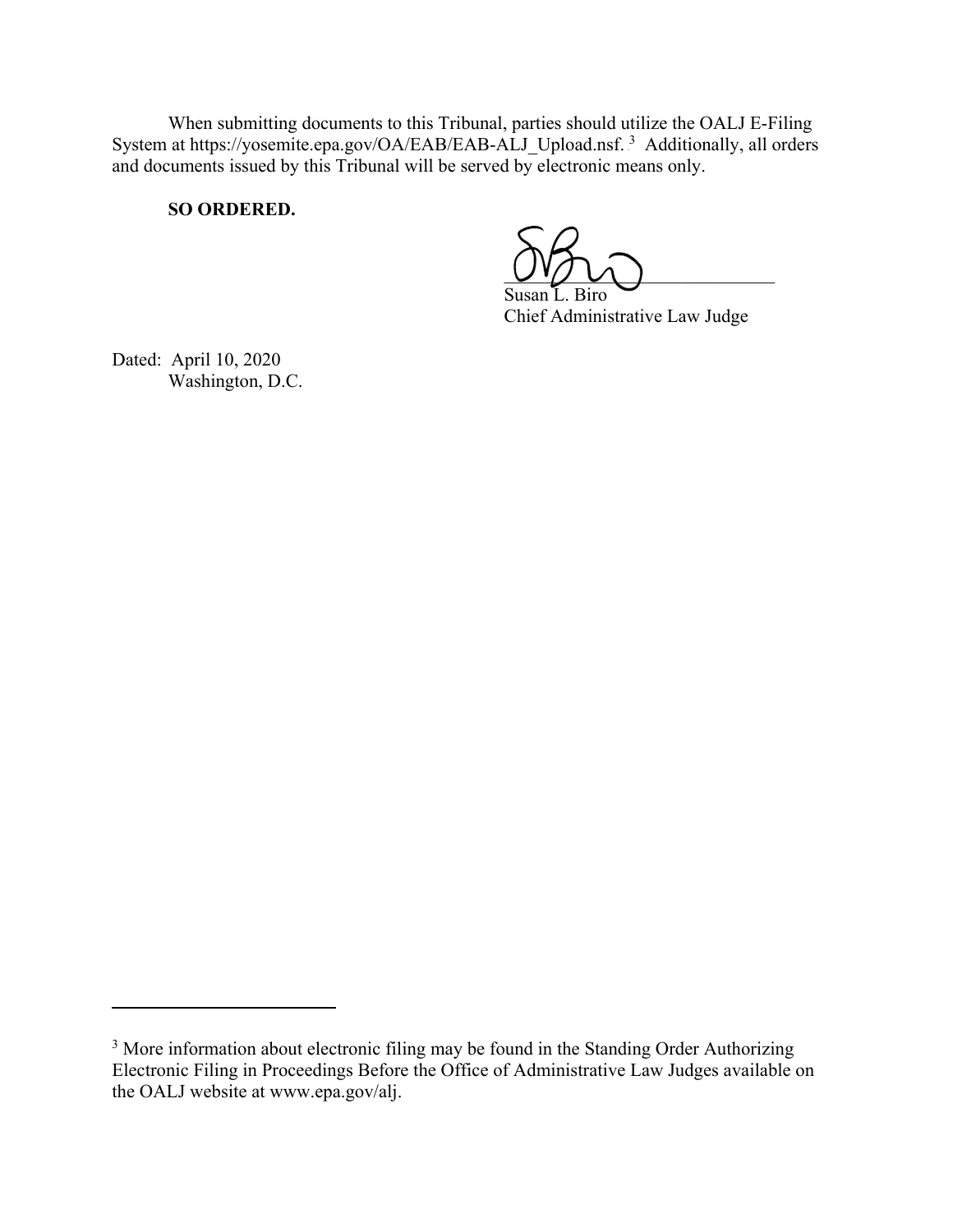When submitting documents to this Tribunal, parties should utilize the OALJ E-Filing System at https://yosemite.epa.gov/OA/EAB/EAB-ALJ_Upload.nsf.[3] Additionally, all orders and documents issued by this Tribunal will be served by electronic means only.

**SO ORDERED.**

Susan L. Biro
Chief Administrative Law Judge

Dated: April 10, 2020
Washington, D.C.

---

[3] More information about electronic filing may be found in the Standing Order Authorizing Electronic Filing in Proceedings Before the Office of Administrative Law Judges available on the OALJ website at www.epa.gov/alj.